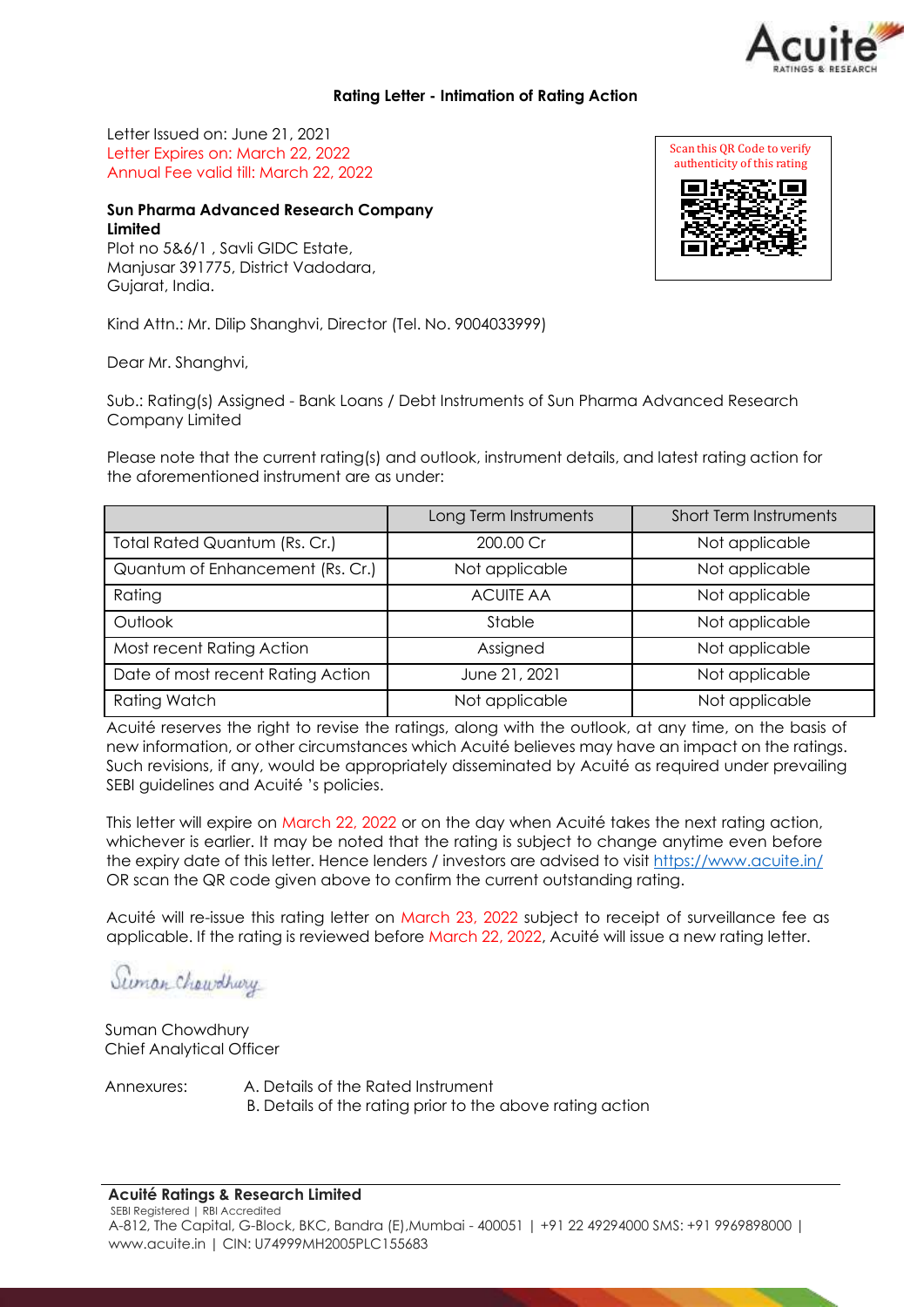## Rating Letter - Intimation of Rating Action

Letter Issued on: June 21, 2021
Letter Expires on: March 22, 2022
Annual Fee valid till: March 22, 2022

Scan this QR Code to verify authenticity of this rating

**Sun Pharma Advanced Research Company Limited**
Plot no 5&6/1 , Savli GIDC Estate,
Manjusar 391775, District Vadodara,
Gujarat, India.

Kind Attn.: Mr. Dilip Shanghvi, Director (Tel. No. 9004033999)

Dear Mr. Shanghvi,

Sub.: Rating(s) Assigned - Bank Loans / Debt Instruments of Sun Pharma Advanced Research Company Limited

Please note that the current rating(s) and outlook, instrument details, and latest rating action for the aforementioned instrument are as under:

| | Long Term Instruments | Short Term Instruments |
|---|---|---|
| Total Rated Quantum (Rs. Cr.) | 200.00 Cr | Not applicable |
| Quantum of Enhancement (Rs. Cr.) | Not applicable | Not applicable |
| Rating | ACUITE AA | Not applicable |
| Outlook | Stable | Not applicable |
| Most recent Rating Action | Assigned | Not applicable |
| Date of most recent Rating Action | June 21, 2021 | Not applicable |
| Rating Watch | Not applicable | Not applicable |

Acuité reserves the right to revise the ratings, along with the outlook, at any time, on the basis of new information, or other circumstances which Acuité believes may have an impact on the ratings. Such revisions, if any, would be appropriately disseminated by Acuité as required under prevailing SEBI guidelines and Acuité 's policies.

This letter will expire on March 22, 2022 or on the day when Acuité takes the next rating action, whichever is earlier. It may be noted that the rating is subject to change anytime even before the expiry date of this letter. Hence lenders / investors are advised to visit https://www.acuite.in/ OR scan the QR code given above to confirm the current outstanding rating.

Acuité will re-issue this rating letter on March 23, 2022 subject to receipt of surveillance fee as applicable. If the rating is reviewed before March 22, 2022, Acuité will issue a new rating letter.

Suman Chowdhury
Chief Analytical Officer

Annexures:
A. Details of the Rated Instrument
B. Details of the rating prior to the above rating action

**Acuité Ratings & Research Limited**
SEBI Registered | RBI Accredited
A-812, The Capital, G-Block, BKC, Bandra (E),Mumbai - 400051 | +91 22 49294000 SMS: +91 9969898000 | www.acuite.in | CIN: U74999MH2005PLC155683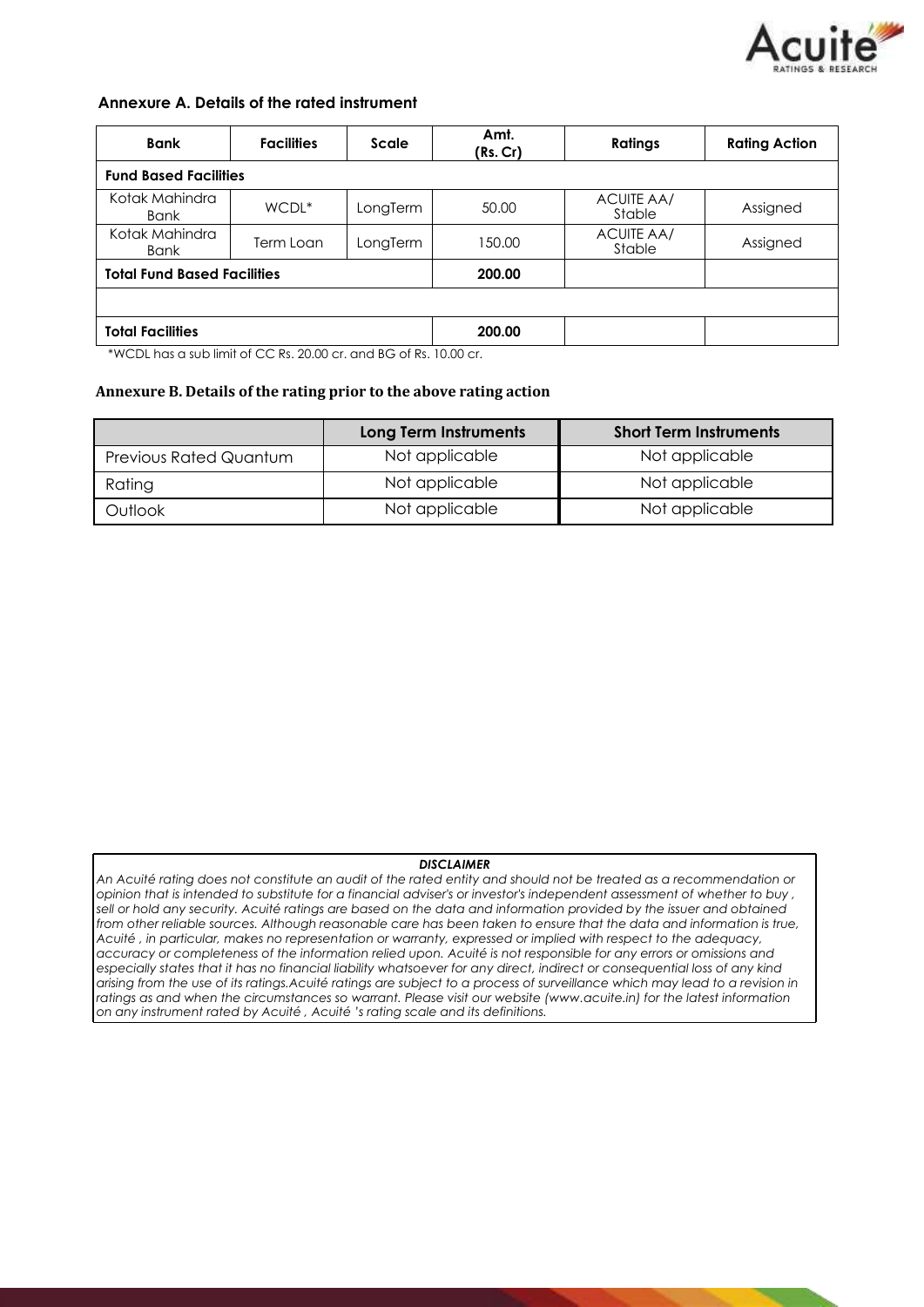### Annexure A. Details of the rated instrument

| Bank | Facilities | Scale | Amt. (Rs. Cr) | Ratings | Rating Action |
|---|---|---|---|---|---|
| **Fund Based Facilities** | | | | | |
| Kotak Mahindra Bank | WCDL* | LongTerm | 50.00 | ACUITE AA/ Stable | Assigned |
| Kotak Mahindra Bank | Term Loan | LongTerm | 150.00 | ACUITE AA/ Stable | Assigned |
| **Total Fund Based Facilities** | | | **200.00** | | |
| | | | | | |
| **Total Facilities** | | | **200.00** | | |

*WCDL has a sub limit of CC Rs. 20.00 cr. and BG of Rs. 10.00 cr.

### Annexure B. Details of the rating prior to the above rating action

| | Long Term Instruments | Short Term Instruments |
|---|---|---|
| Previous Rated Quantum | Not applicable | Not applicable |
| Rating | Not applicable | Not applicable |
| Outlook | Not applicable | Not applicable |

***DISCLAIMER***

*An Acuité rating does not constitute an audit of the rated entity and should not be treated as a recommendation or opinion that is intended to substitute for a financial adviser's or investor's independent assessment of whether to buy , sell or hold any security. Acuité ratings are based on the data and information provided by the issuer and obtained from other reliable sources. Although reasonable care has been taken to ensure that the data and information is true, Acuité , in particular, makes no representation or warranty, expressed or implied with respect to the adequacy, accuracy or completeness of the information relied upon. Acuité is not responsible for any errors or omissions and especially states that it has no financial liability whatsoever for any direct, indirect or consequential loss of any kind arising from the use of its ratings.Acuité ratings are subject to a process of surveillance which may lead to a revision in ratings as and when the circumstances so warrant. Please visit our website (www.acuite.in) for the latest information on any instrument rated by Acuité , Acuité 's rating scale and its definitions.*